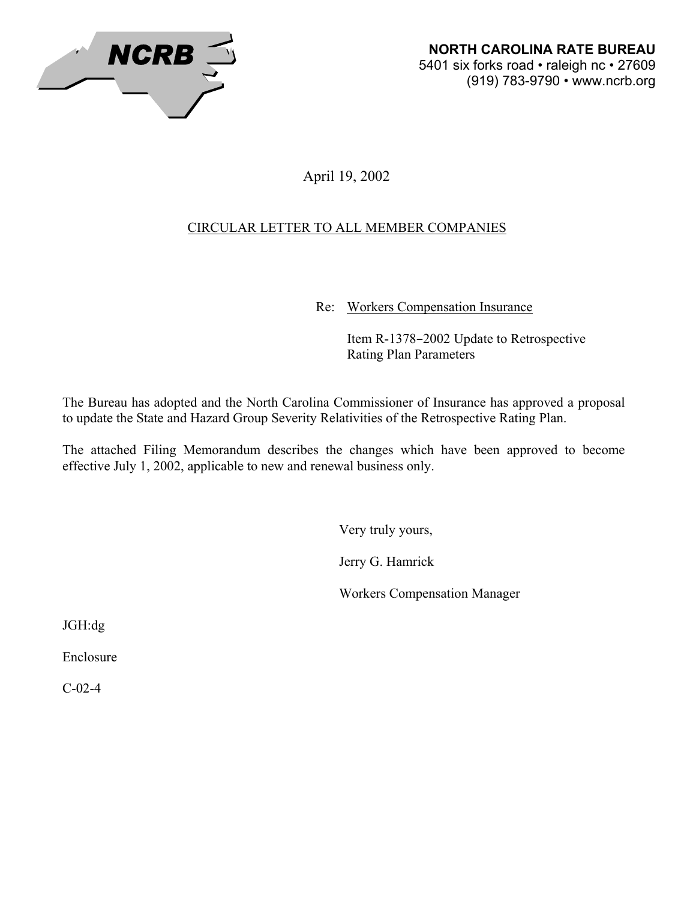NCRB

**NORTH CAROLINA RATE BUREAU**
5401 six forks road • raleigh nc • 27609
(919) 783-9790 • www.ncrb.org

April 19, 2002

CIRCULAR LETTER TO ALL MEMBER COMPANIES

Re: Workers Compensation Insurance

Item R-1378–2002 Update to Retrospective Rating Plan Parameters

The Bureau has adopted and the North Carolina Commissioner of Insurance has approved a proposal to update the State and Hazard Group Severity Relativities of the Retrospective Rating Plan.

The attached Filing Memorandum describes the changes which have been approved to become effective July 1, 2002, applicable to new and renewal business only.

Very truly yours,

Jerry G. Hamrick

Workers Compensation Manager

JGH:dg

Enclosure

C-02-4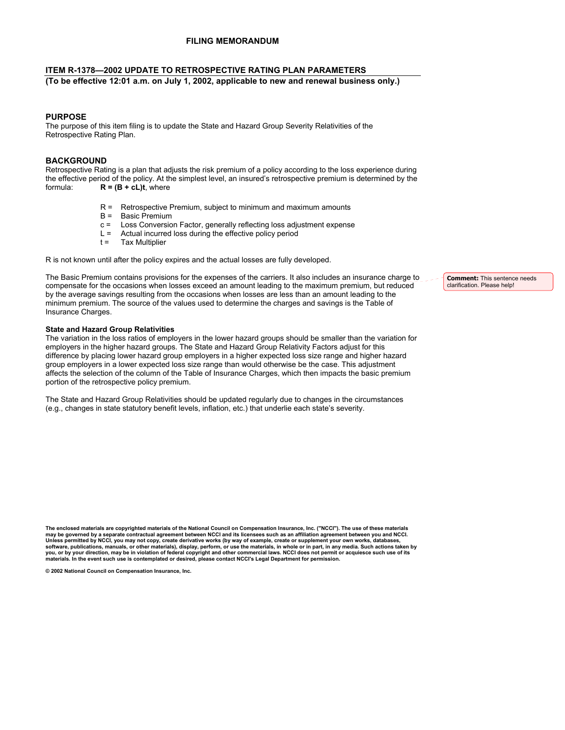**FILING MEMORANDUM**

## ITEM R-1378—2002 UPDATE TO RETROSPECTIVE RATING PLAN PARAMETERS

**(To be effective 12:01 a.m. on July 1, 2002, applicable to new and renewal business only.)**

### PURPOSE

The purpose of this item filing is to update the State and Hazard Group Severity Relativities of the Retrospective Rating Plan.

### BACKGROUND

Retrospective Rating is a plan that adjusts the risk premium of a policy according to the loss experience during the effective period of the policy. At the simplest level, an insured's retrospective premium is determined by the formula: **$R = (B + cL)t$**, where

- R = Retrospective Premium, subject to minimum and maximum amounts
- B = Basic Premium
- c = Loss Conversion Factor, generally reflecting loss adjustment expense
- L = Actual incurred loss during the effective policy period
- t = Tax Multiplier

R is not known until after the policy expires and the actual losses are fully developed.

The Basic Premium contains provisions for the expenses of the carriers. It also includes an insurance charge to compensate for the occasions when losses exceed an amount leading to the maximum premium, but reduced by the average savings resulting from the occasions when losses are less than an amount leading to the minimum premium. The source of the values used to determine the charges and savings is the Table of Insurance Charges.

**Comment:** This sentence needs clarification. Please help!

#### State and Hazard Group Relativities

The variation in the loss ratios of employers in the lower hazard groups should be smaller than the variation for employers in the higher hazard groups. The State and Hazard Group Relativity Factors adjust for this difference by placing lower hazard group employers in a higher expected loss size range and higher hazard group employers in a lower expected loss size range than would otherwise be the case. This adjustment affects the selection of the column of the Table of Insurance Charges, which then impacts the basic premium portion of the retrospective policy premium.

The State and Hazard Group Relativities should be updated regularly due to changes in the circumstances (e.g., changes in state statutory benefit levels, inflation, etc.) that underlie each state's severity.

**The enclosed materials are copyrighted materials of the National Council on Compensation Insurance, Inc. ("NCCI"). The use of these materials may be governed by a separate contractual agreement between NCCI and its licensees such as an affiliation agreement between you and NCCI. Unless permitted by NCCI, you may not copy, create derivative works (by way of example, create or supplement your own works, databases, software, publications, manuals, or other materials), display, perform, or use the materials, in whole or in part, in any media. Such actions taken by you, or by your direction, may be in violation of federal copyright and other commercial laws. NCCI does not permit or acquiesce such use of its materials. In the event such use is contemplated or desired, please contact NCCI's Legal Department for permission.**

**© 2002 National Council on Compensation Insurance, Inc.**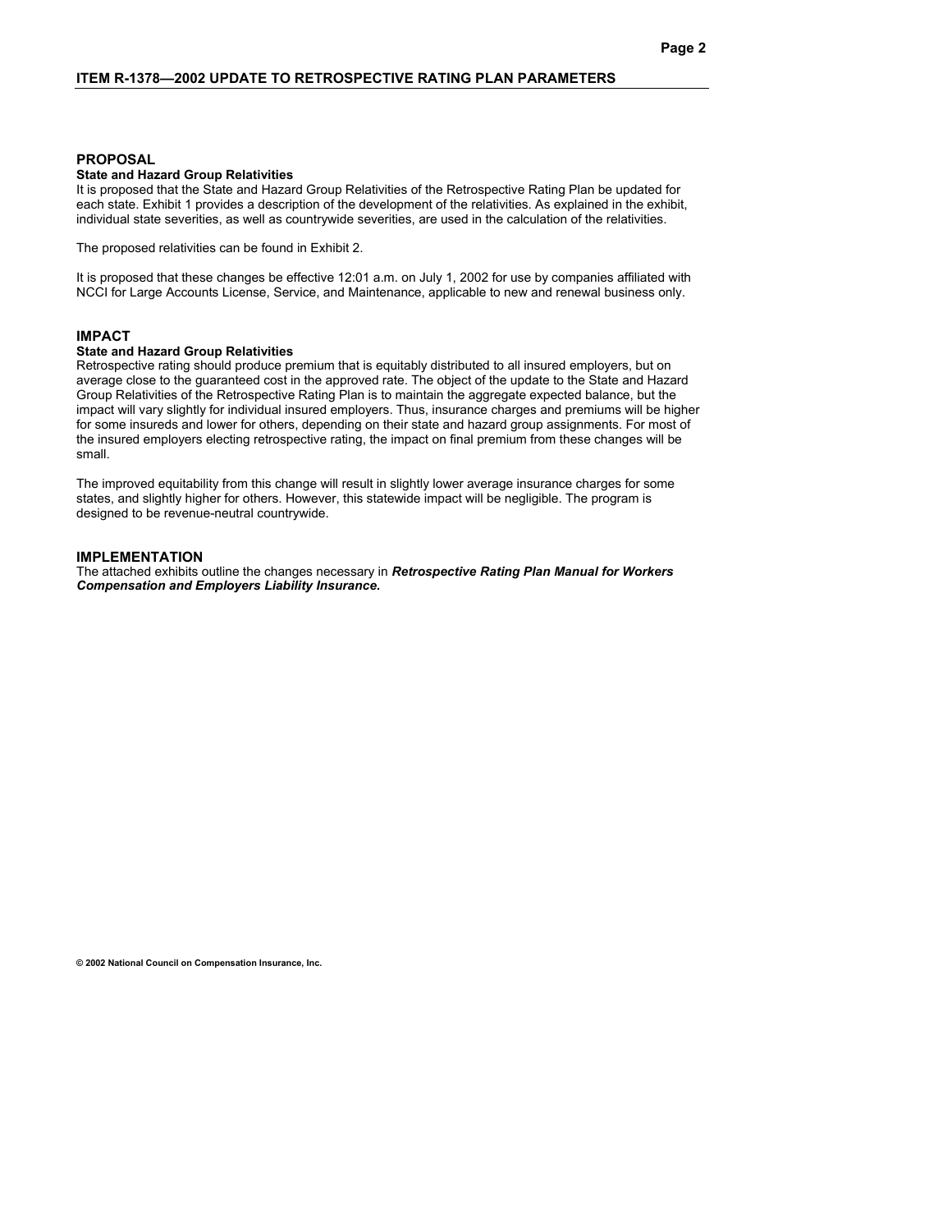## PROPOSAL

### State and Hazard Group Relativities

It is proposed that the State and Hazard Group Relativities of the Retrospective Rating Plan be updated for each state. Exhibit 1 provides a description of the development of the relativities. As explained in the exhibit, individual state severities, as well as countrywide severities, are used in the calculation of the relativities.

The proposed relativities can be found in Exhibit 2.

It is proposed that these changes be effective 12:01 a.m. on July 1, 2002 for use by companies affiliated with NCCI for Large Accounts License, Service, and Maintenance, applicable to new and renewal business only.

## IMPACT

### State and Hazard Group Relativities

Retrospective rating should produce premium that is equitably distributed to all insured employers, but on average close to the guaranteed cost in the approved rate. The object of the update to the State and Hazard Group Relativities of the Retrospective Rating Plan is to maintain the aggregate expected balance, but the impact will vary slightly for individual insured employers. Thus, insurance charges and premiums will be higher for some insureds and lower for others, depending on their state and hazard group assignments. For most of the insured employers electing retrospective rating, the impact on final premium from these changes will be small.

The improved equitability from this change will result in slightly lower average insurance charges for some states, and slightly higher for others. However, this statewide impact will be negligible. The program is designed to be revenue-neutral countrywide.

## IMPLEMENTATION

The attached exhibits outline the changes necessary in ***Retrospective Rating Plan Manual for Workers Compensation and Employers Liability Insurance.***

**© 2002 National Council on Compensation Insurance, Inc.**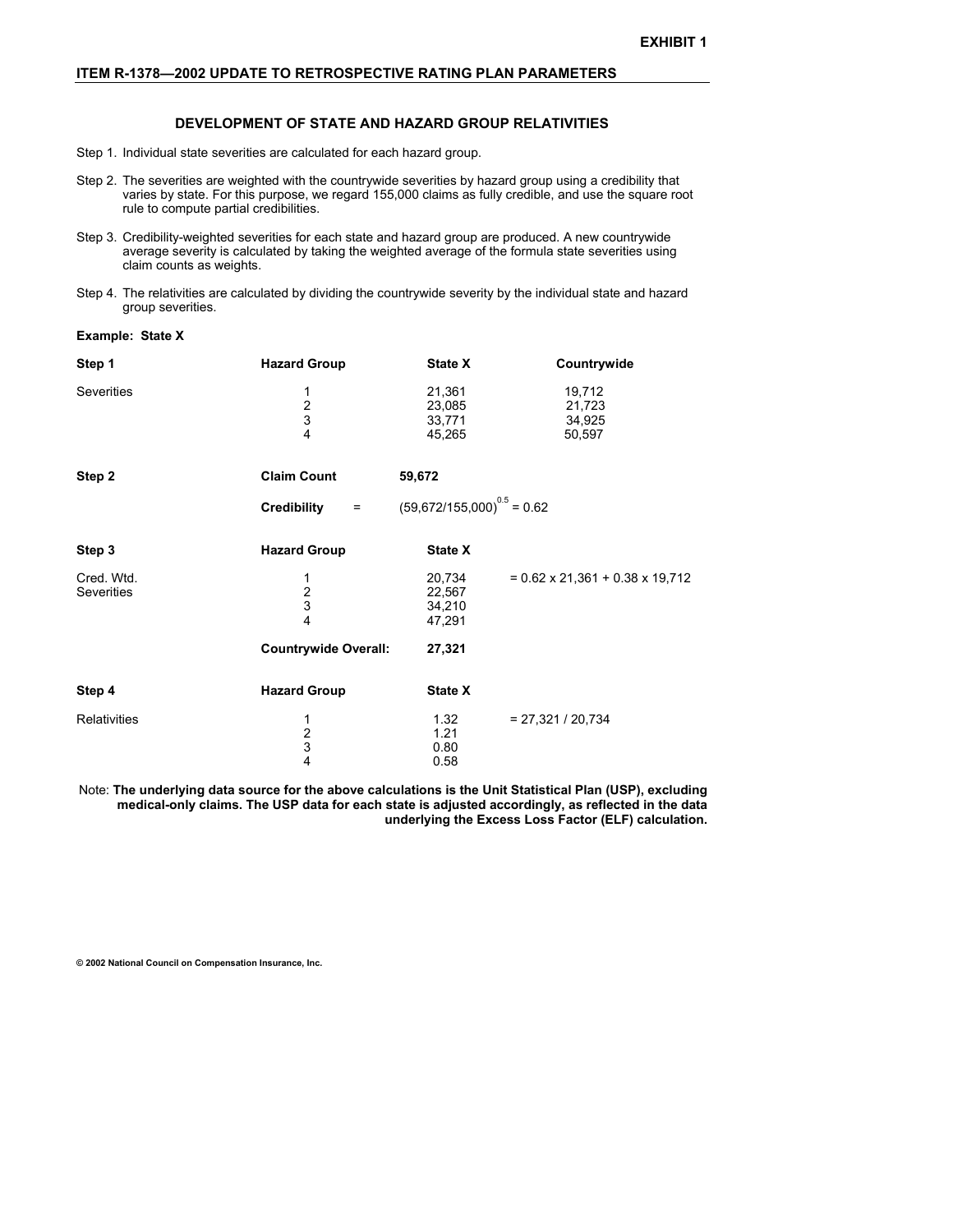**EXHIBIT 1**

**ITEM R-1378—2002 UPDATE TO RETROSPECTIVE RATING PLAN PARAMETERS**

## DEVELOPMENT OF STATE AND HAZARD GROUP RELATIVITIES

Step 1. Individual state severities are calculated for each hazard group.

Step 2. The severities are weighted with the countrywide severities by hazard group using a credibility that varies by state. For this purpose, we regard 155,000 claims as fully credible, and use the square root rule to compute partial credibilities.

Step 3. Credibility-weighted severities for each state and hazard group are produced. A new countrywide average severity is calculated by taking the weighted average of the formula state severities using claim counts as weights.

Step 4. The relativities are calculated by dividing the countrywide severity by the individual state and hazard group severities.

**Example: State X**

| **Step 1** | **Hazard Group** | **State X** | **Countrywide** |
|---|---|---|---|
| Severities | 1 | 21,361 | 19,712 |
| | 2 | 23,085 | 21,723 |
| | 3 | 33,771 | 34,925 |
| | 4 | 45,265 | 50,597 |

**Step 2** **Claim Count** **59,672**

**Credibility** = $(59{,}672/155{,}000)^{0.5} = 0.62$

| **Step 3** | **Hazard Group** | **State X** | |
|---|---|---|---|
| Cred. Wtd. Severities | 1 | 20,734 | = 0.62 x 21,361 + 0.38 x 19,712 |
| | 2 | 22,567 | |
| | 3 | 34,210 | |
| | 4 | 47,291 | |
| | **Countrywide Overall:** | **27,321** | |

| **Step 4** | **Hazard Group** | **State X** | |
|---|---|---|---|
| Relativities | 1 | 1.32 | = 27,321 / 20,734 |
| | 2 | 1.21 | |
| | 3 | 0.80 | |
| | 4 | 0.58 | |

Note: **The underlying data source for the above calculations is the Unit Statistical Plan (USP), excluding medical-only claims. The USP data for each state is adjusted accordingly, as reflected in the data underlying the Excess Loss Factor (ELF) calculation.**

**© 2002 National Council on Compensation Insurance, Inc.**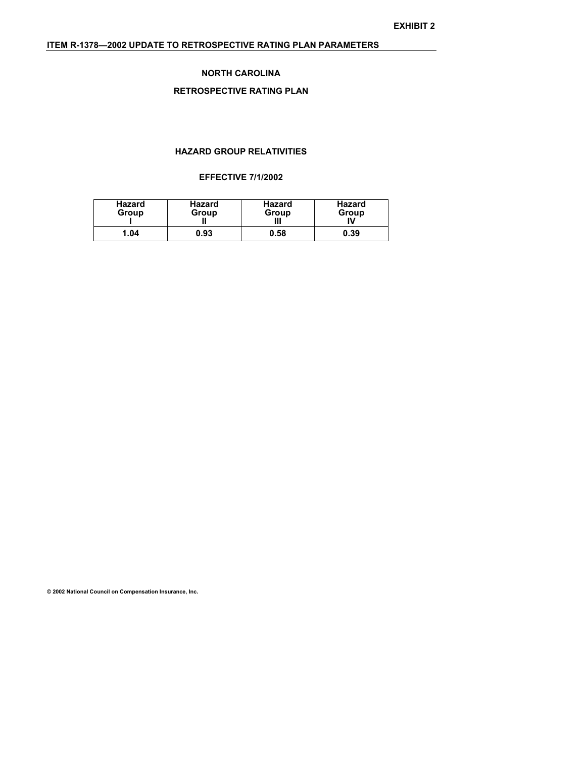**EXHIBIT 2**

**ITEM R-1378—2002 UPDATE TO RETROSPECTIVE RATING PLAN PARAMETERS**

## NORTH CAROLINA

## RETROSPECTIVE RATING PLAN

### HAZARD GROUP RELATIVITIES

### EFFECTIVE 7/1/2002

| Hazard Group I | Hazard Group II | Hazard Group III | Hazard Group IV |
|---|---|---|---|
| 1.04 | 0.93 | 0.58 | 0.39 |

© 2002 National Council on Compensation Insurance, Inc.